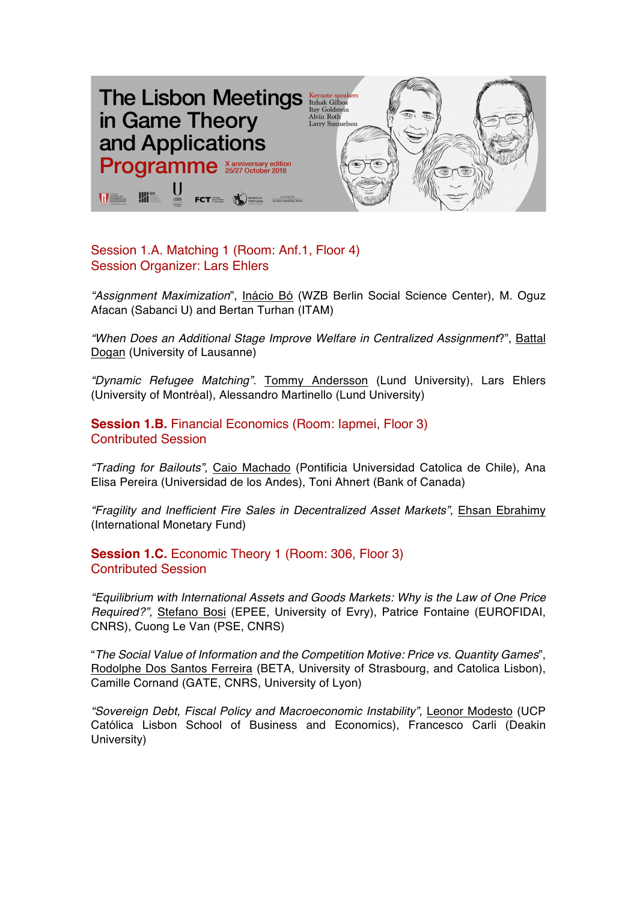# The Lisbon Meetings in Game Theory and Applications

# Programme

X anniversary edition
25/27 October 2018

Keynote speakers
Itzhak Gilboa
Itay Goldstein
Alvin Roth
Larry Samuelson

## Session 1.A. Matching 1 (Room: Anf.1, Floor 4)
Session Organizer: Lars Ehlers

*"Assignment Maximization"*, Inácio Bó (WZB Berlin Social Science Center), M. Oguz Afacan (Sabanci U) and Bertan Turhan (ITAM)

*"When Does an Additional Stage Improve Welfare in Centralized Assignment?"*, Battal Dogan (University of Lausanne)

*"Dynamic Refugee Matching"*. Tommy Andersson (Lund University), Lars Ehlers (University of Montréal), Alessandro Martinello (Lund University)

## **Session 1.B.** Financial Economics (Room: Iapmei, Floor 3)
Contributed Session

*"Trading for Bailouts"*, Caio Machado (Pontificia Universidad Catolica de Chile), Ana Elisa Pereira (Universidad de los Andes), Toni Ahnert (Bank of Canada)

*"Fragility and Inefficient Fire Sales in Decentralized Asset Markets"*, Ehsan Ebrahimy (International Monetary Fund)

## **Session 1.C.** Economic Theory 1 (Room: 306, Floor 3)
Contributed Session

*"Equilibrium with International Assets and Goods Markets: Why is the Law of One Price Required?"*, Stefano Bosi (EPEE, University of Evry), Patrice Fontaine (EUROFIDAI, CNRS), Cuong Le Van (PSE, CNRS)

"*The Social Value of Information and the Competition Motive: Price vs. Quantity Games*", Rodolphe Dos Santos Ferreira (BETA, University of Strasbourg, and Catolica Lisbon), Camille Cornand (GATE, CNRS, University of Lyon)

*"Sovereign Debt, Fiscal Policy and Macroeconomic Instability"*, Leonor Modesto (UCP Católica Lisbon School of Business and Economics), Francesco Carli (Deakin University)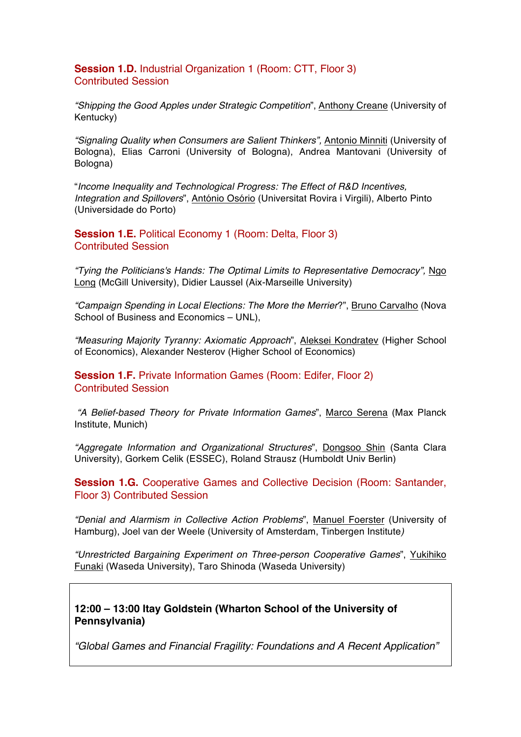**Session 1.D.** Industrial Organization 1 (Room: CTT, Floor 3)
Contributed Session

*"Shipping the Good Apples under Strategic Competition*", Anthony Creane (University of Kentucky)

*"Signaling Quality when Consumers are Salient Thinkers",* Antonio Minniti (University of Bologna), Elias Carroni (University of Bologna), Andrea Mantovani (University of Bologna)

"*Income Inequality and Technological Progress: The Effect of R&D Incentives, Integration and Spillovers*", António Osório (Universitat Rovira i Virgili), Alberto Pinto (Universidade do Porto)

**Session 1.E.** Political Economy 1 (Room: Delta, Floor 3)
Contributed Session

*"Tying the Politicians's Hands: The Optimal Limits to Representative Democracy",* Ngo Long (McGill University), Didier Laussel (Aix-Marseille University)

*"Campaign Spending in Local Elections: The More the Merrier*?", Bruno Carvalho (Nova School of Business and Economics – UNL),

*"Measuring Majority Tyranny: Axiomatic Approach*", Aleksei Kondratev (Higher School of Economics), Alexander Nesterov (Higher School of Economics)

**Session 1.F.** Private Information Games (Room: Edifer, Floor 2)
Contributed Session

*"A Belief-based Theory for Private Information Games*", Marco Serena (Max Planck Institute, Munich)

*"Aggregate Information and Organizational Structures*", Dongsoo Shin (Santa Clara University), Gorkem Celik (ESSEC), Roland Strausz (Humboldt Univ Berlin)

**Session 1.G.** Cooperative Games and Collective Decision (Room: Santander, Floor 3) Contributed Session

*"Denial and Alarmism in Collective Action Problems*", Manuel Foerster (University of Hamburg), Joel van der Weele (University of Amsterdam, Tinbergen Institute*)*

*"Unrestricted Bargaining Experiment on Three-person Cooperative Games*", Yukihiko Funaki (Waseda University), Taro Shinoda (Waseda University)

**12:00 – 13:00 Itay Goldstein (Wharton School of the University of Pennsylvania)**

*"Global Games and Financial Fragility: Foundations and A Recent Application"*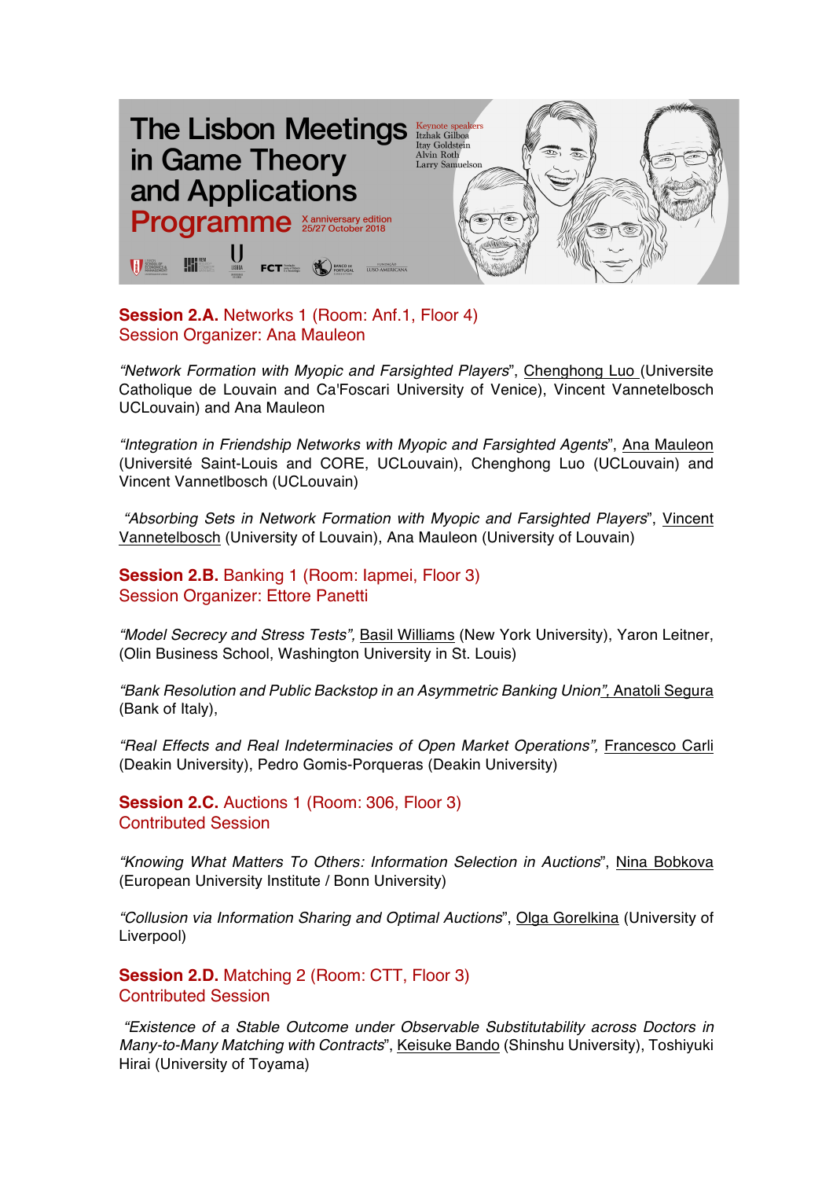## Session 2.A. Networks 1 (Room: Anf.1, Floor 4)
Session Organizer: Ana Mauleon

*"Network Formation with Myopic and Farsighted Players*", Chenghong Luo (Universite Catholique de Louvain and Ca'Foscari University of Venice), Vincent Vannetelbosch UCLouvain) and Ana Mauleon

*"Integration in Friendship Networks with Myopic and Farsighted Agents*", Ana Mauleon (Université Saint-Louis and CORE, UCLouvain), Chenghong Luo (UCLouvain) and Vincent Vannetlbosch (UCLouvain)

*"Absorbing Sets in Network Formation with Myopic and Farsighted Players*", Vincent Vannetelbosch (University of Louvain), Ana Mauleon (University of Louvain)

## Session 2.B. Banking 1 (Room: Iapmei, Floor 3)
Session Organizer: Ettore Panetti

*"Model Secrecy and Stress Tests",* Basil Williams (New York University), Yaron Leitner, (Olin Business School, Washington University in St. Louis)

*"Bank Resolution and Public Backstop in an Asymmetric Banking Union",* Anatoli Segura (Bank of Italy),

*"Real Effects and Real Indeterminacies of Open Market Operations",* Francesco Carli (Deakin University), Pedro Gomis-Porqueras (Deakin University)

## Session 2.C. Auctions 1 (Room: 306, Floor 3)
Contributed Session

*"Knowing What Matters To Others: Information Selection in Auctions*", Nina Bobkova (European University Institute / Bonn University)

*"Collusion via Information Sharing and Optimal Auctions*", Olga Gorelkina (University of Liverpool)

## Session 2.D. Matching 2 (Room: CTT, Floor 3)
Contributed Session

*"Existence of a Stable Outcome under Observable Substitutability across Doctors in Many-to-Many Matching with Contracts*", Keisuke Bando (Shinshu University), Toshiyuki Hirai (University of Toyama)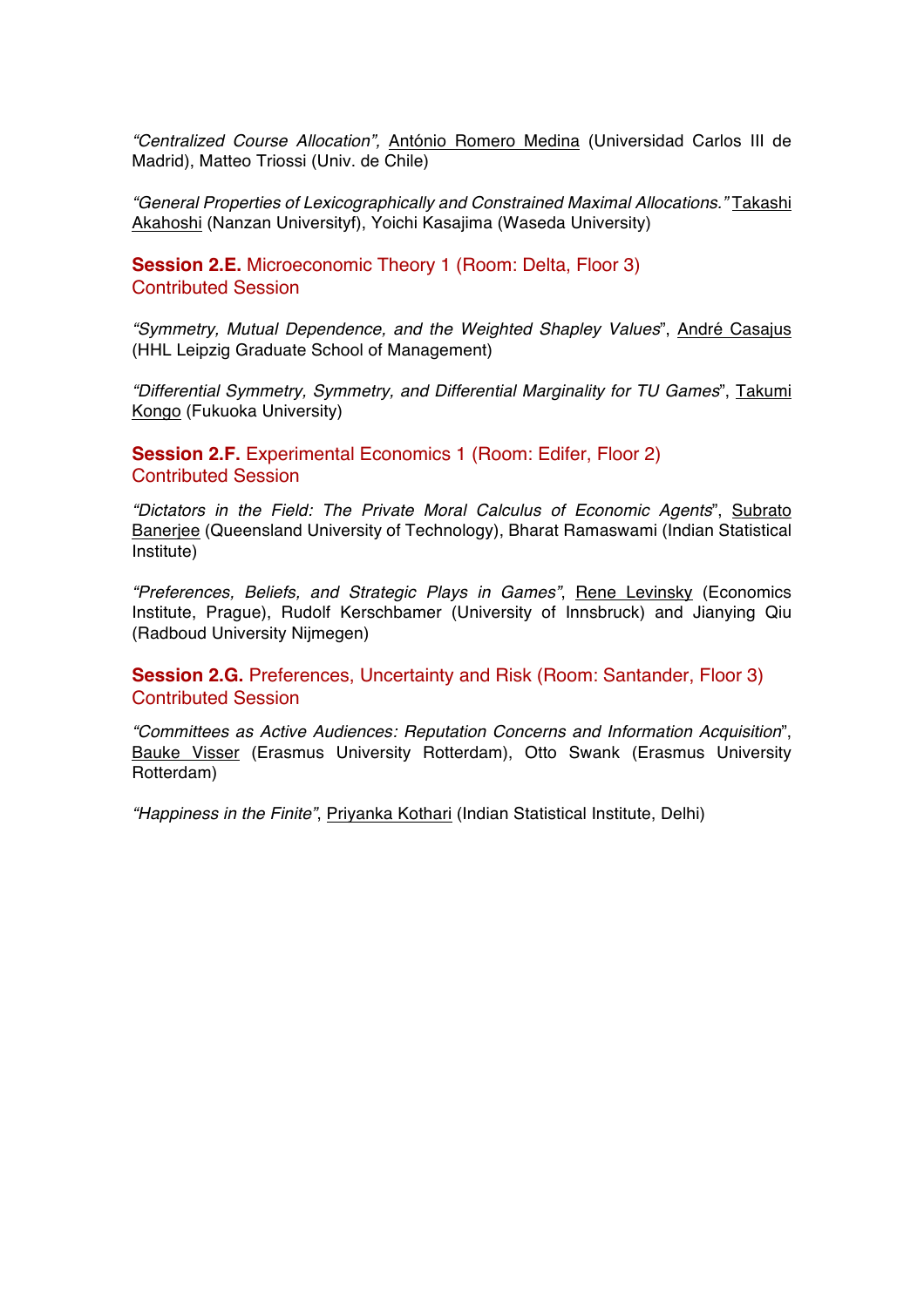*"Centralized Course Allocation",* António Romero Medina (Universidad Carlos III de Madrid), Matteo Triossi (Univ. de Chile)

*"General Properties of Lexicographically and Constrained Maximal Allocations."* Takashi Akahoshi (Nanzan Universityf), Yoichi Kasajima (Waseda University)

### **Session 2.E.** Microeconomic Theory 1 (Room: Delta, Floor 3) Contributed Session

*"Symmetry, Mutual Dependence, and the Weighted Shapley Values*", André Casajus (HHL Leipzig Graduate School of Management)

*"Differential Symmetry, Symmetry, and Differential Marginality for TU Games*", Takumi Kongo (Fukuoka University)

### **Session 2.F.** Experimental Economics 1 (Room: Edifer, Floor 2) Contributed Session

*"Dictators in the Field: The Private Moral Calculus of Economic Agents*", Subrato Banerjee (Queensland University of Technology), Bharat Ramaswami (Indian Statistical Institute)

*"Preferences, Beliefs, and Strategic Plays in Games"*, Rene Levinsky (Economics Institute, Prague), Rudolf Kerschbamer (University of Innsbruck) and Jianying Qiu (Radboud University Nijmegen)

### **Session 2.G.** Preferences, Uncertainty and Risk (Room: Santander, Floor 3) Contributed Session

*"Committees as Active Audiences: Reputation Concerns and Information Acquisition*", Bauke Visser (Erasmus University Rotterdam), Otto Swank (Erasmus University Rotterdam)

*"Happiness in the Finite"*, Priyanka Kothari (Indian Statistical Institute, Delhi)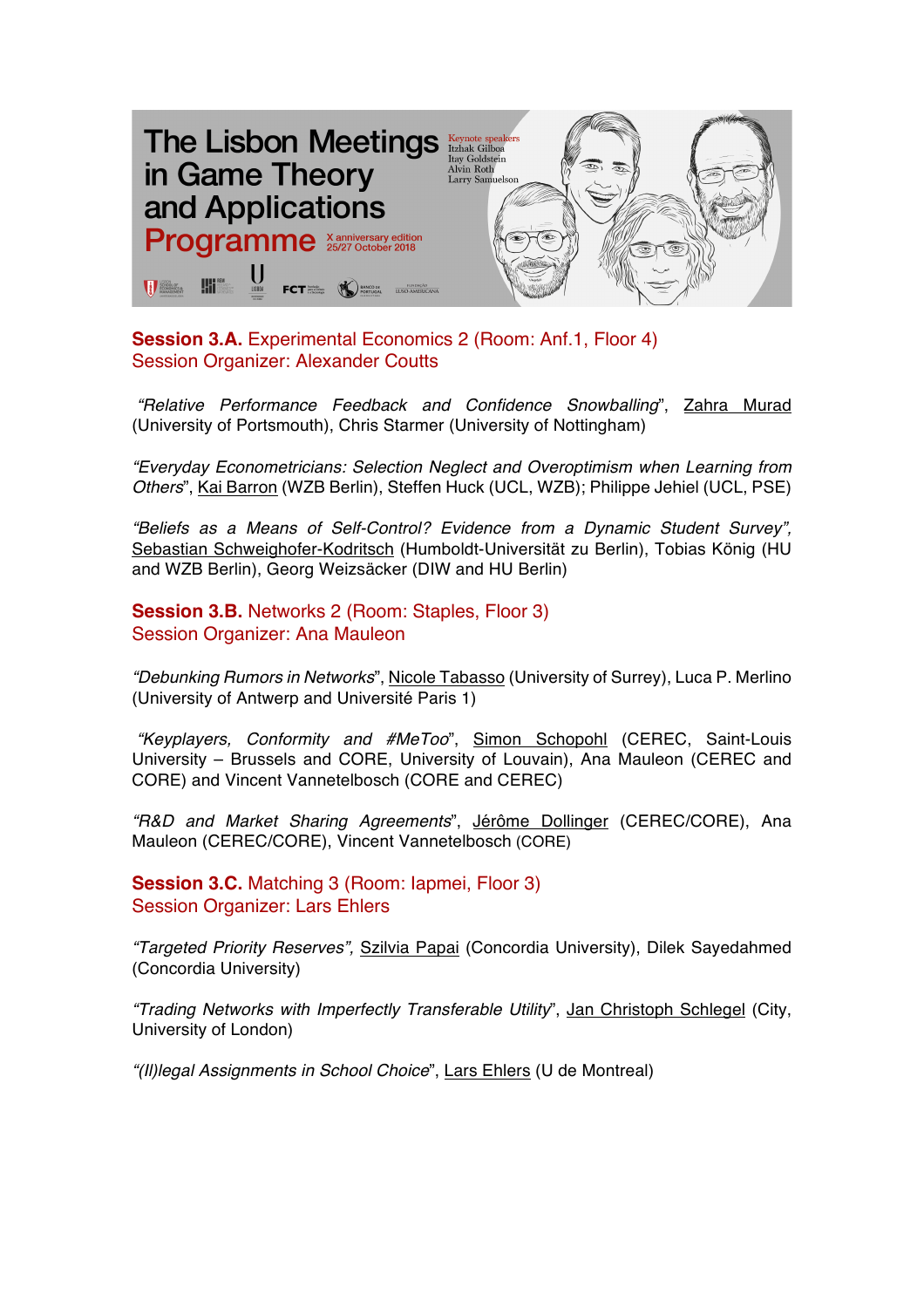**Session 3.A.** Experimental Economics 2 (Room: Anf.1, Floor 4)
Session Organizer: Alexander Coutts

*"Relative Performance Feedback and Confidence Snowballing"*, Zahra Murad (University of Portsmouth), Chris Starmer (University of Nottingham)

*"Everyday Econometricians: Selection Neglect and Overoptimism when Learning from Others"*, Kai Barron (WZB Berlin), Steffen Huck (UCL, WZB); Philippe Jehiel (UCL, PSE)

*"Beliefs as a Means of Self-Control? Evidence from a Dynamic Student Survey"*, Sebastian Schweighofer-Kodritsch (Humboldt-Universität zu Berlin), Tobias König (HU and WZB Berlin), Georg Weizsäcker (DIW and HU Berlin)

**Session 3.B.** Networks 2 (Room: Staples, Floor 3)
Session Organizer: Ana Mauleon

*"Debunking Rumors in Networks"*, Nicole Tabasso (University of Surrey), Luca P. Merlino (University of Antwerp and Université Paris 1)

*"Keyplayers, Conformity and #MeToo"*, Simon Schopohl (CEREC, Saint-Louis University – Brussels and CORE, University of Louvain), Ana Mauleon (CEREC and CORE) and Vincent Vannetelbosch (CORE and CEREC)

*"R&D and Market Sharing Agreements"*, Jérôme Dollinger (CEREC/CORE), Ana Mauleon (CEREC/CORE), Vincent Vannetelbosch (CORE)

**Session 3.C.** Matching 3 (Room: Iapmei, Floor 3)
Session Organizer: Lars Ehlers

*"Targeted Priority Reserves"*, Szilvia Papai (Concordia University), Dilek Sayedahmed (Concordia University)

*"Trading Networks with Imperfectly Transferable Utility"*, Jan Christoph Schlegel (City, University of London)

*"(Il)legal Assignments in School Choice"*, Lars Ehlers (U de Montreal)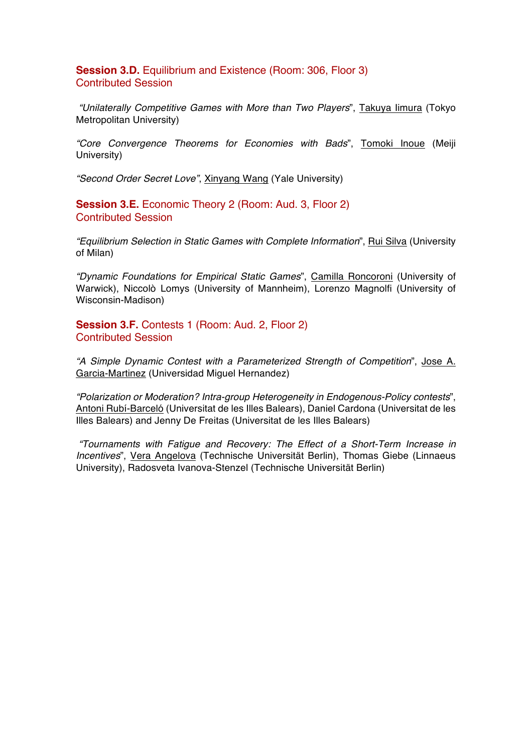### **Session 3.D.** Equilibrium and Existence (Room: 306, Floor 3)
Contributed Session

*"Unilaterally Competitive Games with More than Two Players*", Takuya Iimura (Tokyo Metropolitan University)

*"Core Convergence Theorems for Economies with Bads*", Tomoki Inoue (Meiji University)

*"Second Order Secret Love"*, Xinyang Wang (Yale University)

### **Session 3.E.** Economic Theory 2 (Room: Aud. 3, Floor 2)
Contributed Session

*"Equilibrium Selection in Static Games with Complete Information*", Rui Silva (University of Milan)

*"Dynamic Foundations for Empirical Static Games*", Camilla Roncoroni (University of Warwick), Niccolò Lomys (University of Mannheim), Lorenzo Magnolfi (University of Wisconsin-Madison)

### **Session 3.F.** Contests 1 (Room: Aud. 2, Floor 2)
Contributed Session

*"A Simple Dynamic Contest with a Parameterized Strength of Competition*", Jose A. Garcia-Martinez (Universidad Miguel Hernandez)

*"Polarization or Moderation? Intra-group Heterogeneity in Endogenous-Policy contests*", Antoni Rubí-Barceló (Universitat de les Illes Balears), Daniel Cardona (Universitat de les Illes Balears) and Jenny De Freitas (Universitat de les Illes Balears)

*"Tournaments with Fatigue and Recovery: The Effect of a Short-Term Increase in Incentives*", Vera Angelova (Technische Universität Berlin), Thomas Giebe (Linnaeus University), Radosveta Ivanova-Stenzel (Technische Universität Berlin)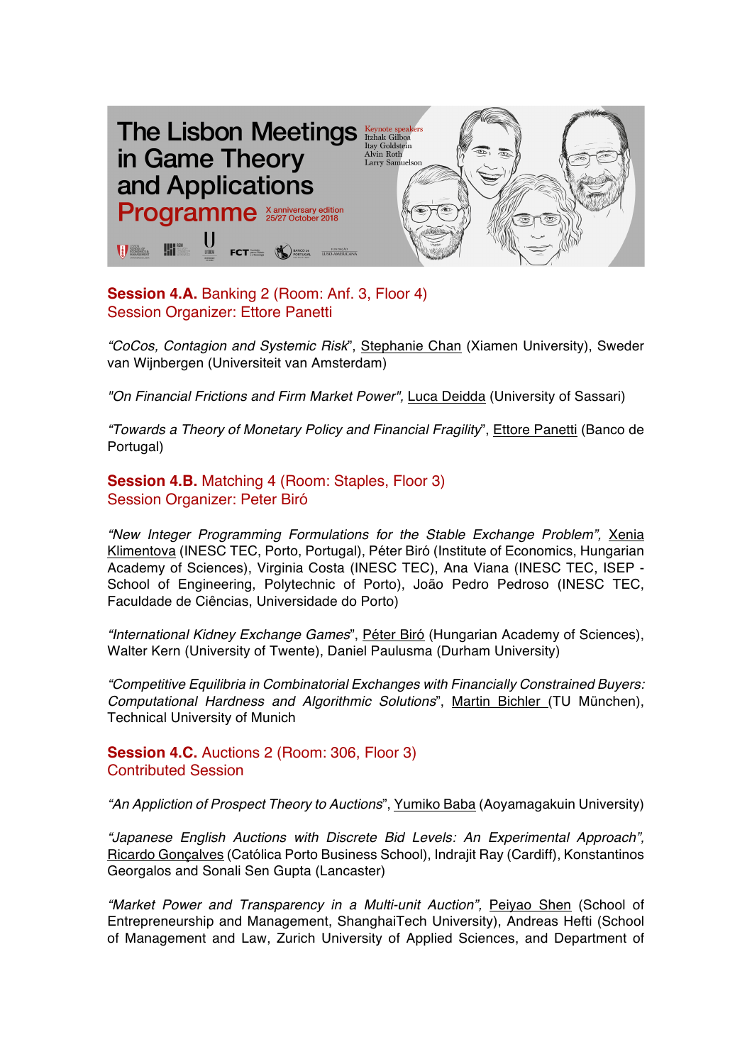## **Session 4.A.** Banking 2 (Room: Anf. 3, Floor 4)
Session Organizer: Ettore Panetti

*"CoCos, Contagion and Systemic Risk*", Stephanie Chan (Xiamen University), Sweder van Wijnbergen (Universiteit van Amsterdam)

*"On Financial Frictions and Firm Market Power",* Luca Deidda (University of Sassari)

*"Towards a Theory of Monetary Policy and Financial Fragility*", Ettore Panetti (Banco de Portugal)

## **Session 4.B.** Matching 4 (Room: Staples, Floor 3)
Session Organizer: Péter Biró

*"New Integer Programming Formulations for the Stable Exchange Problem",* Xenia Klimentova (INESC TEC, Porto, Portugal), Péter Biró (Institute of Economics, Hungarian Academy of Sciences), Virginia Costa (INESC TEC), Ana Viana (INESC TEC, ISEP - School of Engineering, Polytechnic of Porto), João Pedro Pedroso (INESC TEC, Faculdade de Ciências, Universidade do Porto)

*"International Kidney Exchange Games*", Péter Biró (Hungarian Academy of Sciences), Walter Kern (University of Twente), Daniel Paulusma (Durham University)

*"Competitive Equilibria in Combinatorial Exchanges with Financially Constrained Buyers: Computational Hardness and Algorithmic Solutions*", Martin Bichler (TU München), Technical University of Munich

## **Session 4.C.** Auctions 2 (Room: 306, Floor 3)
Contributed Session

*"An Appliction of Prospect Theory to Auctions*", Yumiko Baba (Aoyamagakuin University)

*"Japanese English Auctions with Discrete Bid Levels: An Experimental Approach",* Ricardo Gonçalves (Católica Porto Business School), Indrajit Ray (Cardiff), Konstantinos Georgalos and Sonali Sen Gupta (Lancaster)

*"Market Power and Transparency in a Multi-unit Auction",* Peiyao Shen (School of Entrepreneurship and Management, ShanghaiTech University), Andreas Hefti (School of Management and Law, Zurich University of Applied Sciences, and Department of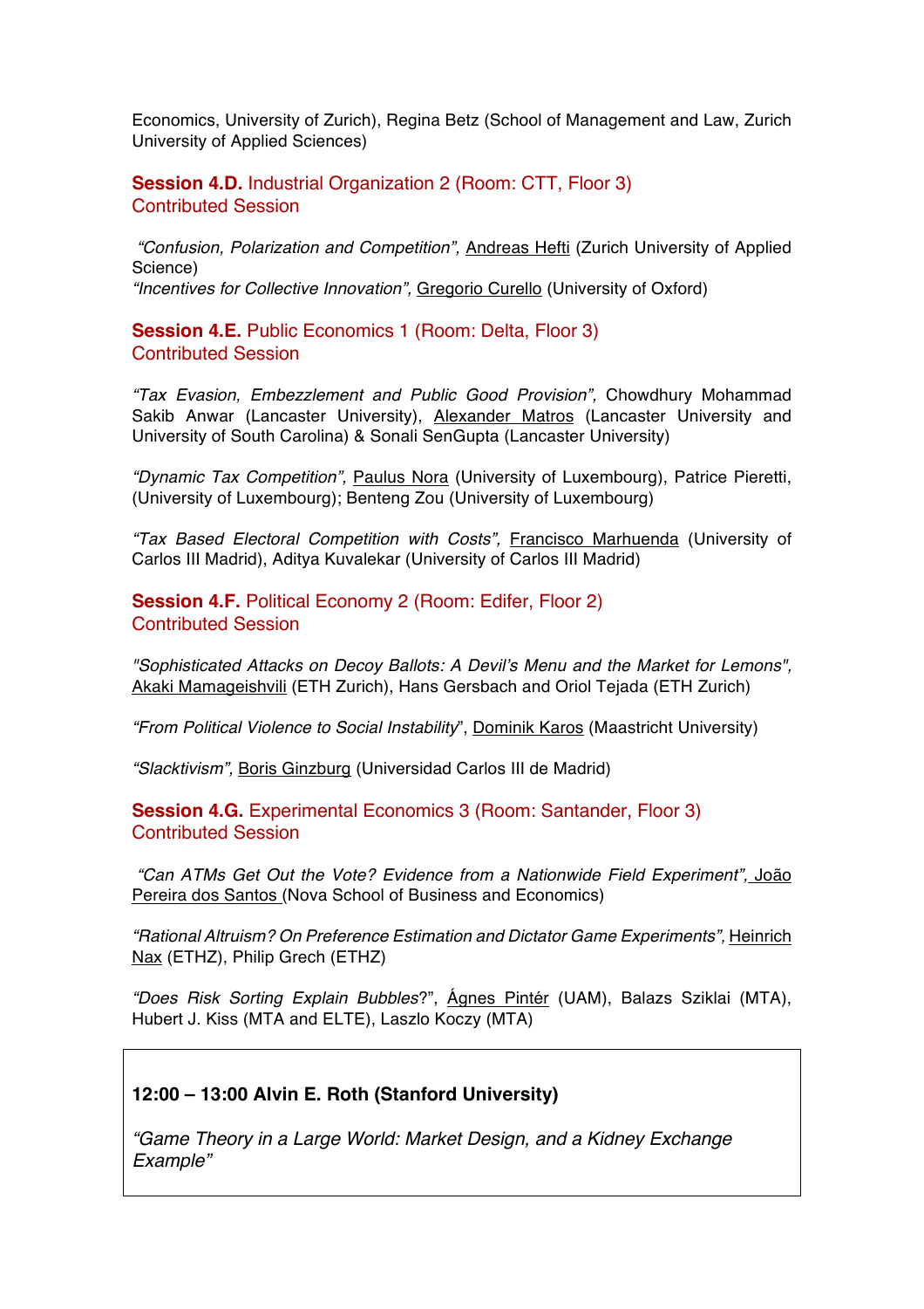Economics, University of Zurich), Regina Betz (School of Management and Law, Zurich University of Applied Sciences)

### **Session 4.D.** Industrial Organization 2 (Room: CTT, Floor 3)
Contributed Session

*"Confusion, Polarization and Competition",* Andreas Hefti (Zurich University of Applied Science)
*"Incentives for Collective Innovation",* Gregorio Curello (University of Oxford)

### **Session 4.E.** Public Economics 1 (Room: Delta, Floor 3)
Contributed Session

*"Tax Evasion, Embezzlement and Public Good Provision",* Chowdhury Mohammad Sakib Anwar (Lancaster University), Alexander Matros (Lancaster University and University of South Carolina) & Sonali SenGupta (Lancaster University)

*"Dynamic Tax Competition",* Paulus Nora (University of Luxembourg), Patrice Pieretti, (University of Luxembourg); Benteng Zou (University of Luxembourg)

*"Tax Based Electoral Competition with Costs",* Francisco Marhuenda (University of Carlos III Madrid), Aditya Kuvalekar (University of Carlos III Madrid)

### **Session 4.F.** Political Economy 2 (Room: Edifer, Floor 2)
Contributed Session

*"Sophisticated Attacks on Decoy Ballots: A Devil's Menu and the Market for Lemons",* Akaki Mamageishvili (ETH Zurich), Hans Gersbach and Oriol Tejada (ETH Zurich)

*"From Political Violence to Social Instability"*, Dominik Karos (Maastricht University)

*"Slacktivism",* Boris Ginzburg (Universidad Carlos III de Madrid)

### **Session 4.G.** Experimental Economics 3 (Room: Santander, Floor 3)
Contributed Session

*"Can ATMs Get Out the Vote? Evidence from a Nationwide Field Experiment",* João Pereira dos Santos (Nova School of Business and Economics)

*"Rational Altruism? On Preference Estimation and Dictator Game Experiments",* Heinrich Nax (ETHZ), Philip Grech (ETHZ)

*"Does Risk Sorting Explain Bubbles?"*, Ágnes Pintér (UAM), Balazs Sziklai (MTA), Hubert J. Kiss (MTA and ELTE), Laszlo Koczy (MTA)

**12:00 – 13:00 Alvin E. Roth (Stanford University)**

*"Game Theory in a Large World: Market Design, and a Kidney Exchange Example"*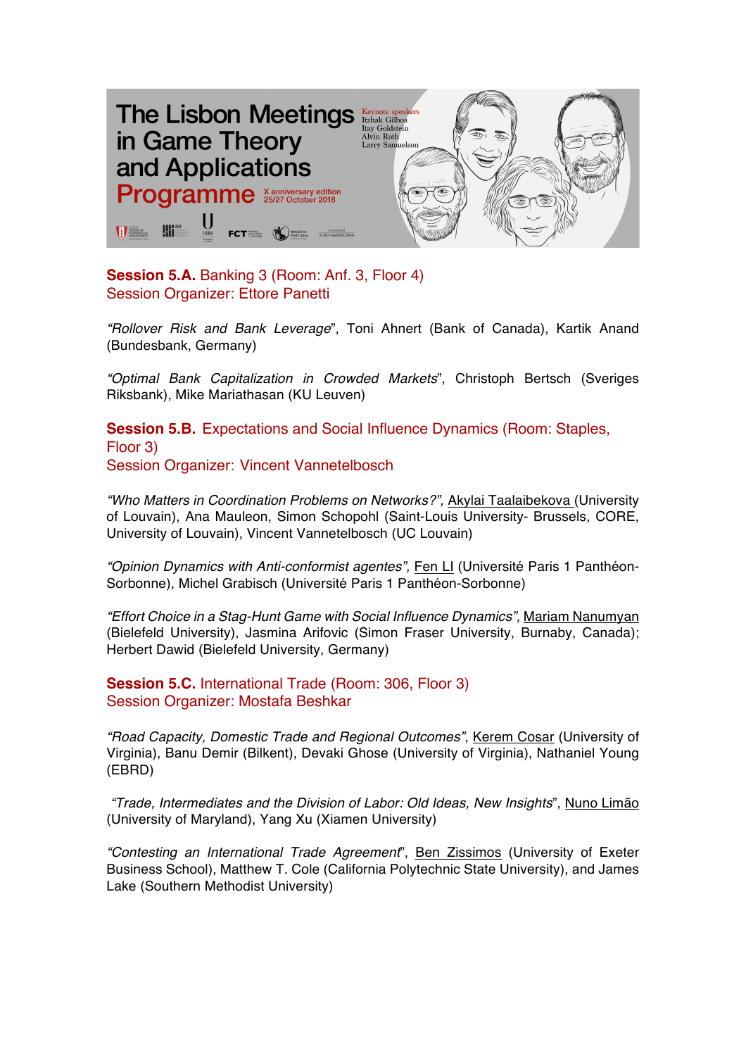Session 5.A. Banking 3 (Room: Anf. 3, Floor 4)
Session Organizer: Ettore Panetti

*"Rollover Risk and Bank Leverage"*, Toni Ahnert (Bank of Canada), Kartik Anand (Bundesbank, Germany)

*"Optimal Bank Capitalization in Crowded Markets"*, Christoph Bertsch (Sveriges Riksbank), Mike Mariathasan (KU Leuven)

**Session 5.B.** Expectations and Social Influence Dynamics (Room: Staples, Floor 3)
Session Organizer: Vincent Vannetelbosch

*"Who Matters in Coordination Problems on Networks?"*, Akylai Taalaibekova (University of Louvain), Ana Mauleon, Simon Schopohl (Saint-Louis University- Brussels, CORE, University of Louvain), Vincent Vannetelbosch (UC Louvain)

*"Opinion Dynamics with Anti-conformist agentes"*, Fen LI (Université Paris 1 Panthéon-Sorbonne), Michel Grabisch (Université Paris 1 Panthéon-Sorbonne)

*"Effort Choice in a Stag-Hunt Game with Social Influence Dynamics"*, Mariam Nanumyan (Bielefeld University), Jasmina Arifovic (Simon Fraser University, Burnaby, Canada); Herbert Dawid (Bielefeld University, Germany)

**Session 5.C.** International Trade (Room: 306, Floor 3)
Session Organizer: Mostafa Beshkar

*"Road Capacity, Domestic Trade and Regional Outcomes"*, Kerem Cosar (University of Virginia), Banu Demir (Bilkent), Devaki Ghose (University of Virginia), Nathaniel Young (EBRD)

*"Trade, Intermediates and the Division of Labor: Old Ideas, New Insights"*, Nuno Limão (University of Maryland), Yang Xu (Xiamen University)

*"Contesting an International Trade Agreement"*, Ben Zissimos (University of Exeter Business School), Matthew T. Cole (California Polytechnic State University), and James Lake (Southern Methodist University)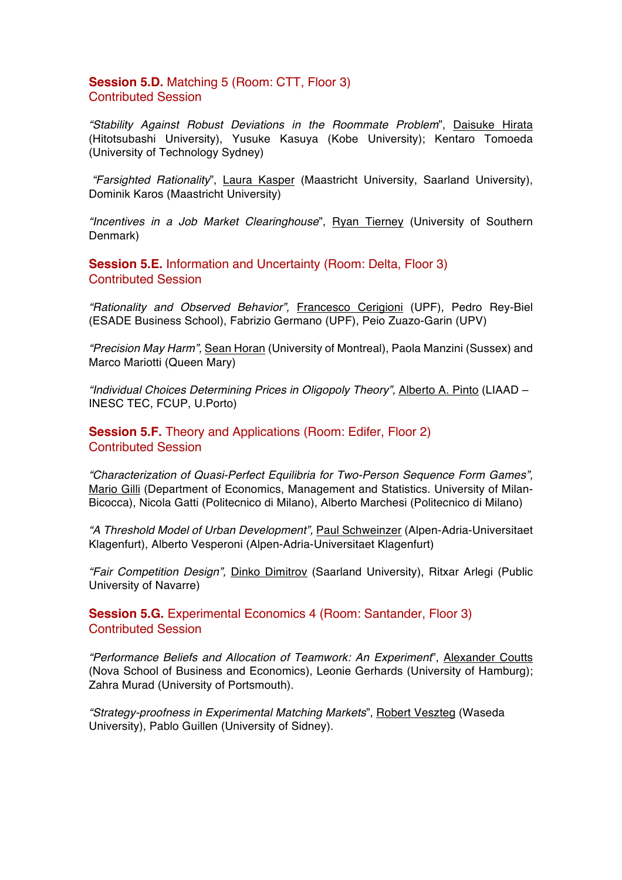**Session 5.D.** Matching 5 (Room: CTT, Floor 3)
Contributed Session

*"Stability Against Robust Deviations in the Roommate Problem*", Daisuke Hirata (Hitotsubashi University), Yusuke Kasuya (Kobe University); Kentaro Tomoeda (University of Technology Sydney)

*"Farsighted Rationality*", Laura Kasper (Maastricht University, Saarland University), Dominik Karos (Maastricht University)

*"Incentives in a Job Market Clearinghouse*", Ryan Tierney (University of Southern Denmark)

**Session 5.E.** Information and Uncertainty (Room: Delta, Floor 3)
Contributed Session

*"Rationality and Observed Behavior",* Francesco Cerigioni (UPF), Pedro Rey-Biel (ESADE Business School), Fabrizio Germano (UPF), Peio Zuazo-Garin (UPV)

*"Precision May Harm",* Sean Horan (University of Montreal), Paola Manzini (Sussex) and Marco Mariotti (Queen Mary)

*"Individual Choices Determining Prices in Oligopoly Theory",* Alberto A. Pinto (LIAAD – INESC TEC, FCUP, U.Porto)

**Session 5.F.** Theory and Applications (Room: Edifer, Floor 2)
Contributed Session

*"Characterization of Quasi-Perfect Equilibria for Two-Person Sequence Form Games",* Mario Gilli (Department of Economics, Management and Statistics. University of Milan-Bicocca), Nicola Gatti (Politecnico di Milano), Alberto Marchesi (Politecnico di Milano)

*"A Threshold Model of Urban Development",* Paul Schweinzer (Alpen-Adria-Universitaet Klagenfurt), Alberto Vesperoni (Alpen-Adria-Universitaet Klagenfurt)

*"Fair Competition Design",* Dinko Dimitrov (Saarland University), Ritxar Arlegi (Public University of Navarre)

**Session 5.G.** Experimental Economics 4 (Room: Santander, Floor 3)
Contributed Session

*"Performance Beliefs and Allocation of Teamwork: An Experiment*", Alexander Coutts (Nova School of Business and Economics), Leonie Gerhards (University of Hamburg); Zahra Murad (University of Portsmouth).

*"Strategy-proofness in Experimental Matching Markets*", Robert Veszteg (Waseda University), Pablo Guillen (University of Sidney).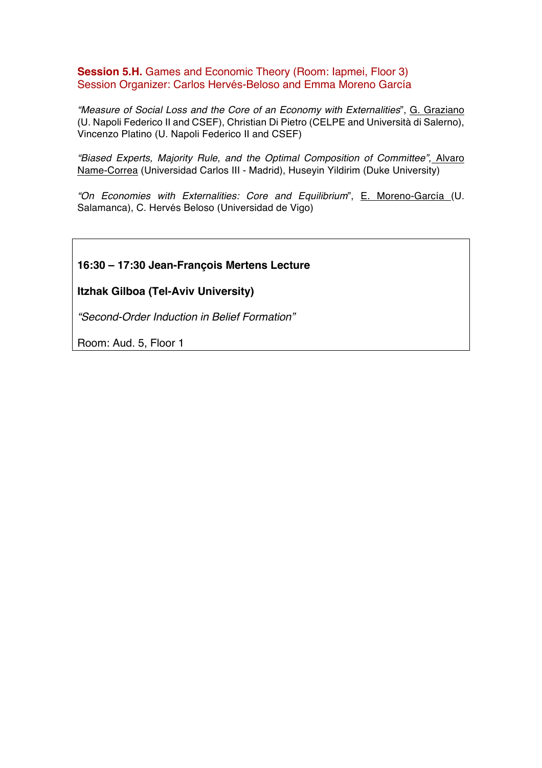**Session 5.H.** Games and Economic Theory (Room: Iapmei, Floor 3)
Session Organizer: Carlos Hervés-Beloso and Emma Moreno García

*"Measure of Social Loss and the Core of an Economy with Externalities*", G. Graziano (U. Napoli Federico II and CSEF), Christian Di Pietro (CELPE and Università di Salerno), Vincenzo Platino (U. Napoli Federico II and CSEF)

*"Biased Experts, Majority Rule, and the Optimal Composition of Committee",* Alvaro Name-Correa (Universidad Carlos III - Madrid), Huseyin Yildirim (Duke University)

*"On Economies with Externalities: Core and Equilibrium*", E. Moreno-García (U. Salamanca), C. Hervés Beloso (Universidad de Vigo)

**16:30 – 17:30 Jean-François Mertens Lecture**

**Itzhak Gilboa (Tel-Aviv University)**

*"Second-Order Induction in Belief Formation"*

Room: Aud. 5, Floor 1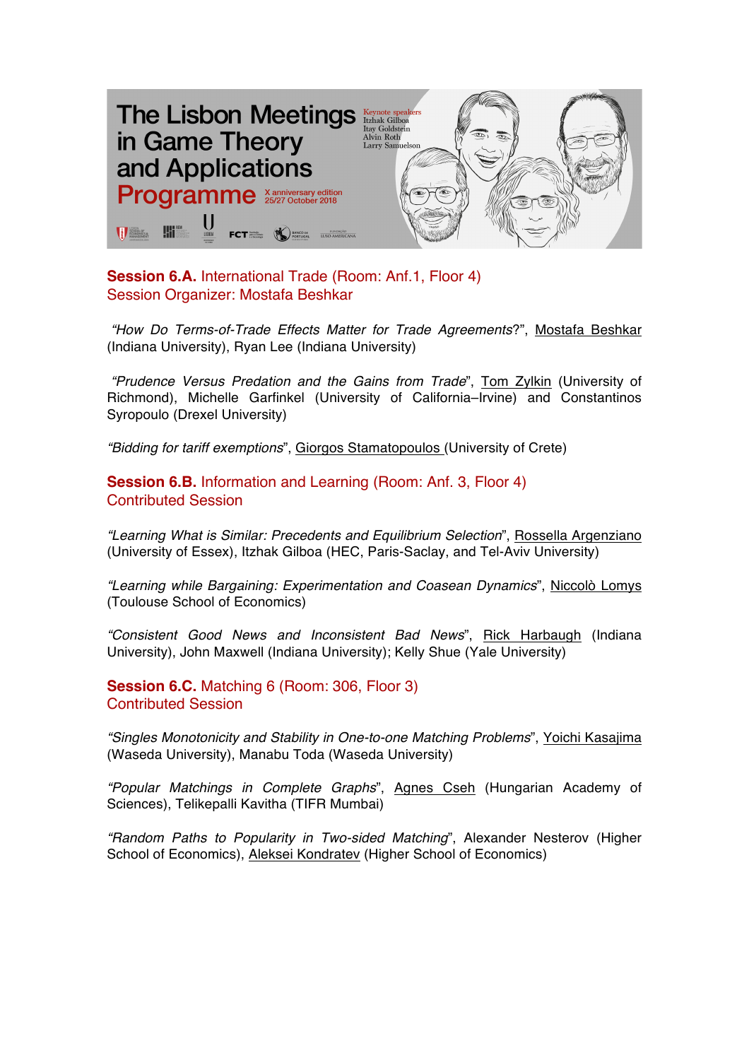# The Lisbon Meetings in Game Theory and Applications

# Programme

Keynote speakers
Itzhak Gilboa
Itay Goldstein
Alvin Roth
Larry Samuelson

X anniversary edition
25/27 October 2018

## **Session 6.A.** International Trade (Room: Anf.1, Floor 4)
Session Organizer: Mostafa Beshkar

"*How Do Terms-of-Trade Effects Matter for Trade Agreements*?", Mostafa Beshkar (Indiana University), Ryan Lee (Indiana University)

"*Prudence Versus Predation and the Gains from Trade*", Tom Zylkin (University of Richmond), Michelle Garfinkel (University of California–Irvine) and Constantinos Syropoulo (Drexel University)

"*Bidding for tariff exemptions*", Giorgos Stamatopoulos (University of Crete)

## **Session 6.B.** Information and Learning (Room: Anf. 3, Floor 4)
Contributed Session

"*Learning What is Similar: Precedents and Equilibrium Selection*", Rossella Argenziano (University of Essex), Itzhak Gilboa (HEC, Paris-Saclay, and Tel-Aviv University)

"*Learning while Bargaining: Experimentation and Coasean Dynamics*", Niccolò Lomys (Toulouse School of Economics)

"*Consistent Good News and Inconsistent Bad News*", Rick Harbaugh (Indiana University), John Maxwell (Indiana University); Kelly Shue (Yale University)

## **Session 6.C.** Matching 6 (Room: 306, Floor 3)
Contributed Session

"*Singles Monotonicity and Stability in One-to-one Matching Problems*", Yoichi Kasajima (Waseda University), Manabu Toda (Waseda University)

"*Popular Matchings in Complete Graphs*", Agnes Cseh (Hungarian Academy of Sciences), Telikepalli Kavitha (TIFR Mumbai)

"*Random Paths to Popularity in Two-sided Matching*", Alexander Nesterov (Higher School of Economics), Aleksei Kondratev (Higher School of Economics)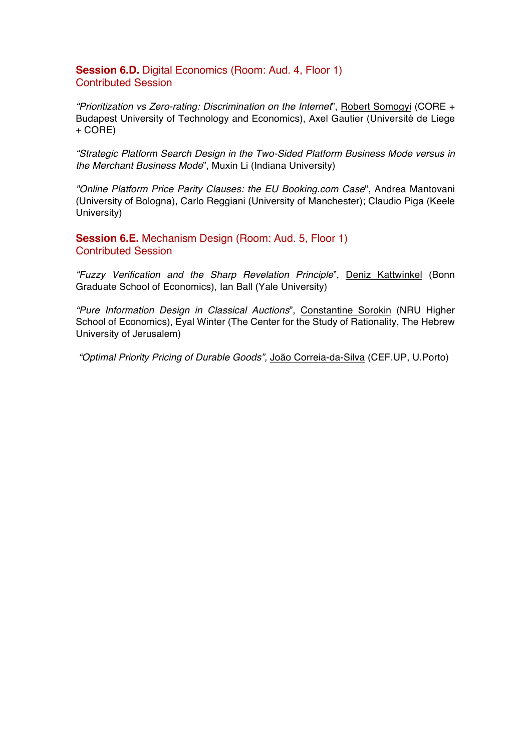### **Session 6.D.** Digital Economics (Room: Aud. 4, Floor 1)
Contributed Session

*"Prioritization vs Zero-rating: Discrimination on the Internet*", Robert Somogyi (CORE + Budapest University of Technology and Economics), Axel Gautier (Université de Liege + CORE)

*"Strategic Platform Search Design in the Two-Sided Platform Business Mode versus in the Merchant Business Mode*", Muxin Li (Indiana University)

*"Online Platform Price Parity Clauses: the EU Booking.com Case*", Andrea Mantovani (University of Bologna), Carlo Reggiani (University of Manchester); Claudio Piga (Keele University)

### **Session 6.E.** Mechanism Design (Room: Aud. 5, Floor 1)
Contributed Session

*"Fuzzy Verification and the Sharp Revelation Principle*", Deniz Kattwinkel (Bonn Graduate School of Economics), Ian Ball (Yale University)

*"Pure Information Design in Classical Auctions*", Constantine Sorokin (NRU Higher School of Economics), Eyal Winter (The Center for the Study of Rationality, The Hebrew University of Jerusalem)

*"Optimal Priority Pricing of Durable Goods",* João Correia-da-Silva (CEF.UP, U.Porto)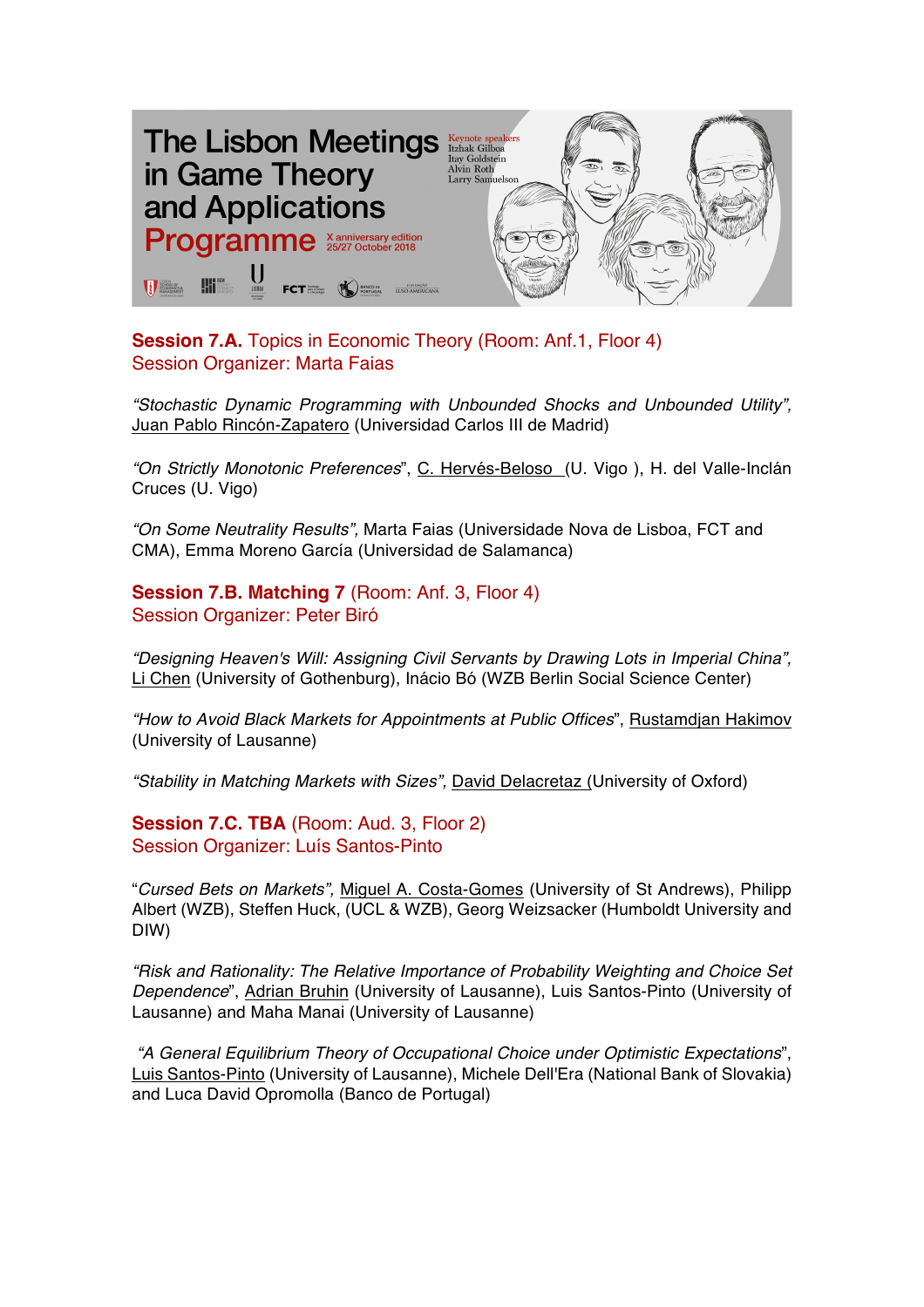## Session 7.A. Topics in Economic Theory (Room: Anf.1, Floor 4)
Session Organizer: Marta Faias

*"Stochastic Dynamic Programming with Unbounded Shocks and Unbounded Utility",* Juan Pablo Rincón-Zapatero (Universidad Carlos III de Madrid)

*"On Strictly Monotonic Preferences"*, C. Hervés-Beloso (U. Vigo ), H. del Valle-Inclán Cruces (U. Vigo)

*"On Some Neutrality Results",* Marta Faias (Universidade Nova de Lisboa, FCT and CMA), Emma Moreno García (Universidad de Salamanca)

## Session 7.B. Matching 7 (Room: Anf. 3, Floor 4)
Session Organizer: Peter Biró

*"Designing Heaven's Will: Assigning Civil Servants by Drawing Lots in Imperial China",* Li Chen (University of Gothenburg), Inácio Bó (WZB Berlin Social Science Center)

*"How to Avoid Black Markets for Appointments at Public Offices"*, Rustamdjan Hakimov (University of Lausanne)

*"Stability in Matching Markets with Sizes",* David Delacretaz (University of Oxford)

## Session 7.C. TBA (Room: Aud. 3, Floor 2)
Session Organizer: Luís Santos-Pinto

"*Cursed Bets on Markets",* Miguel A. Costa-Gomes (University of St Andrews), Philipp Albert (WZB), Steffen Huck, (UCL & WZB), Georg Weizsacker (Humboldt University and DIW)

*"Risk and Rationality: The Relative Importance of Probability Weighting and Choice Set Dependence*", Adrian Bruhin (University of Lausanne), Luis Santos-Pinto (University of Lausanne) and Maha Manai (University of Lausanne)

*"A General Equilibrium Theory of Occupational Choice under Optimistic Expectations*", Luis Santos-Pinto (University of Lausanne), Michele Dell'Era (National Bank of Slovakia) and Luca David Opromolla (Banco de Portugal)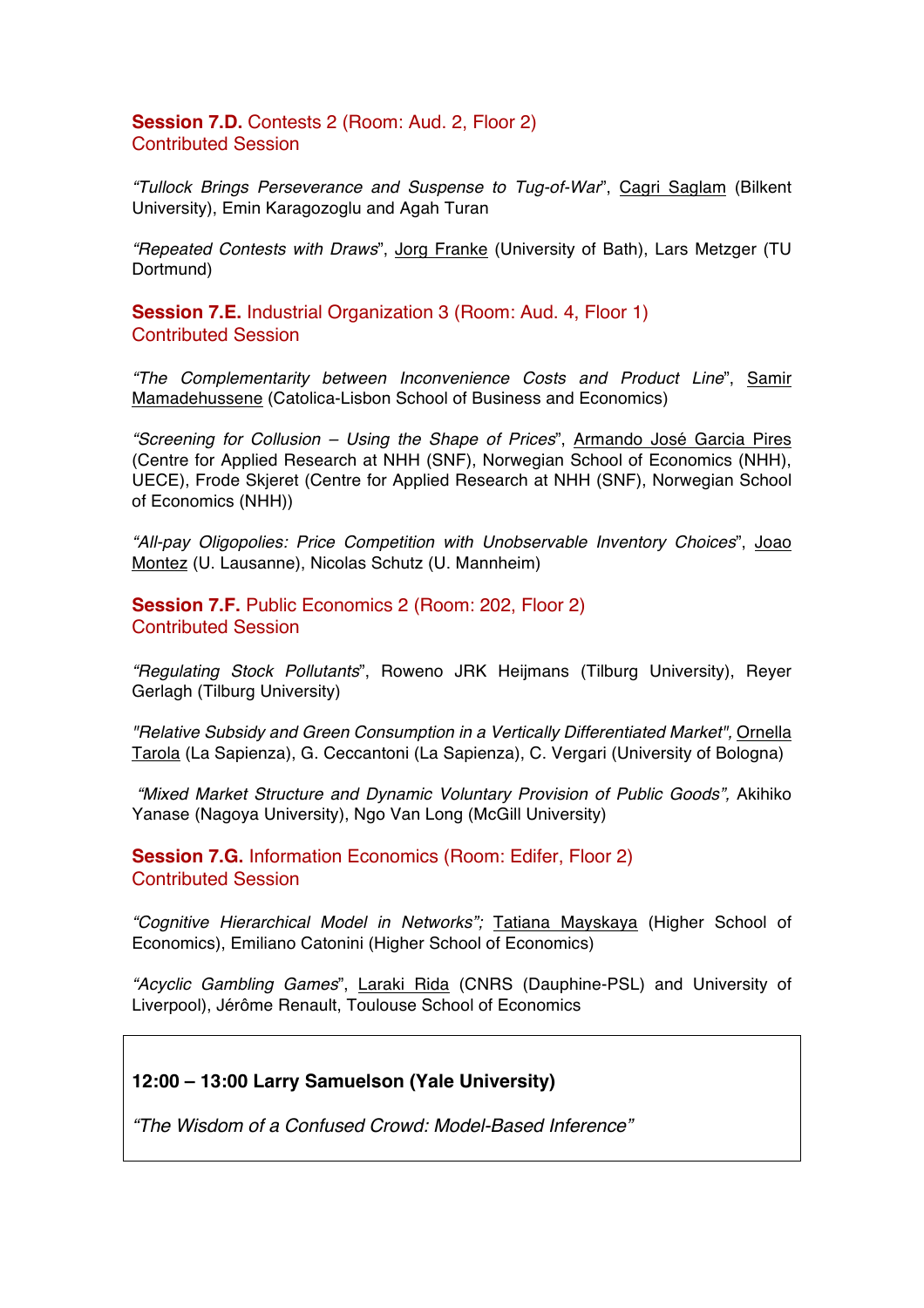### **Session 7.D.** Contests 2 (Room: Aud. 2, Floor 2)
Contributed Session

*"Tullock Brings Perseverance and Suspense to Tug-of-War*", Cagri Saglam (Bilkent University), Emin Karagozoglu and Agah Turan

*"Repeated Contests with Draws*", Jorg Franke (University of Bath), Lars Metzger (TU Dortmund)

### **Session 7.E.** Industrial Organization 3 (Room: Aud. 4, Floor 1)
Contributed Session

*"The Complementarity between Inconvenience Costs and Product Line*", Samir Mamadehussene (Catolica-Lisbon School of Business and Economics)

*"Screening for Collusion – Using the Shape of Prices*", Armando José Garcia Pires (Centre for Applied Research at NHH (SNF), Norwegian School of Economics (NHH), UECE), Frode Skjeret (Centre for Applied Research at NHH (SNF), Norwegian School of Economics (NHH))

*"All-pay Oligopolies: Price Competition with Unobservable Inventory Choices*", Joao Montez (U. Lausanne), Nicolas Schutz (U. Mannheim)

### **Session 7.F.** Public Economics 2 (Room: 202, Floor 2)
Contributed Session

*"Regulating Stock Pollutants*", Roweno JRK Heijmans (Tilburg University), Reyer Gerlagh (Tilburg University)

*"Relative Subsidy and Green Consumption in a Vertically Differentiated Market",* Ornella Tarola (La Sapienza), G. Ceccantoni (La Sapienza), C. Vergari (University of Bologna)

*"Mixed Market Structure and Dynamic Voluntary Provision of Public Goods",* Akihiko Yanase (Nagoya University), Ngo Van Long (McGill University)

### **Session 7.G.** Information Economics (Room: Edifer, Floor 2)
Contributed Session

*"Cognitive Hierarchical Model in Networks";* Tatiana Mayskaya (Higher School of Economics), Emiliano Catonini (Higher School of Economics)

*"Acyclic Gambling Games*", Laraki Rida (CNRS (Dauphine-PSL) and University of Liverpool), Jérôme Renault, Toulouse School of Economics

**12:00 – 13:00 Larry Samuelson (Yale University)**

*"The Wisdom of a Confused Crowd: Model-Based Inference"*